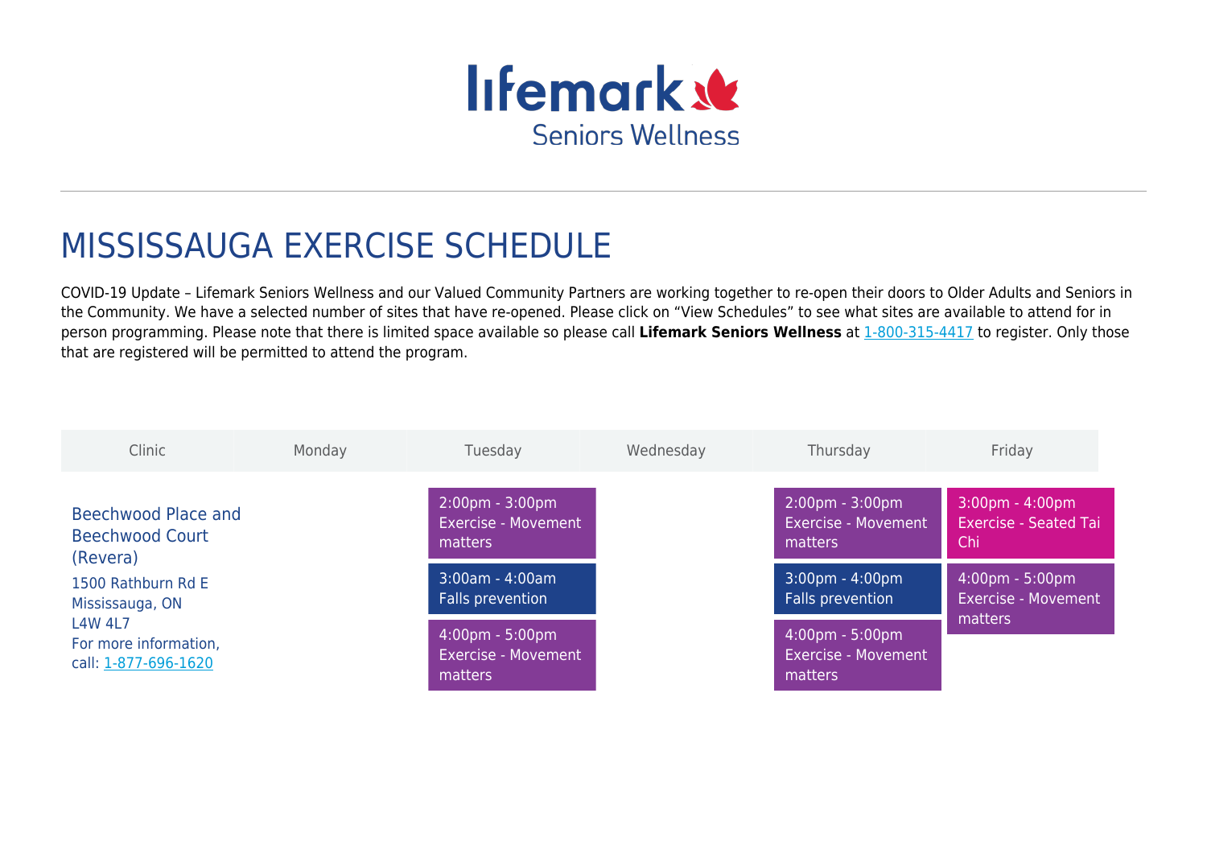Lifemark Seniors Wellness

# MISSISSAUGA EXERCISE SCHEDULE

COVID-19 Update – Lifemark Seniors Wellness and our Valued Community Partners are working together to re-open their doors to Older Adults and Seniors in the Community. We have a selected number of sites that have re-opened. Please click on "View Schedules" to see what sites are available to attend for in person programming. Please note that there is limited space available so please call **Lifemark Seniors Wellness** at 1-800-315-4417 to register. Only those that are registered will be permitted to attend the program.

| Clinic | Monday | Tuesday | Wednesday | Thursday | Friday |
|---|---|---|---|---|---|
| Beechwood Place and Beechwood Court (Revera)<br>1500 Rathburn Rd E<br>Mississauga, ON<br>L4W 4L7<br>For more information, call: 1-877-696-1620 | | 2:00pm - 3:00pm Exercise - Movement matters<br>3:00am - 4:00am Falls prevention<br>4:00pm - 5:00pm Exercise - Movement matters | | 2:00pm - 3:00pm Exercise - Movement matters<br>3:00pm - 4:00pm Falls prevention<br>4:00pm - 5:00pm Exercise - Movement matters | 3:00pm - 4:00pm Exercise - Seated Tai Chi<br>4:00pm - 5:00pm Exercise - Movement matters |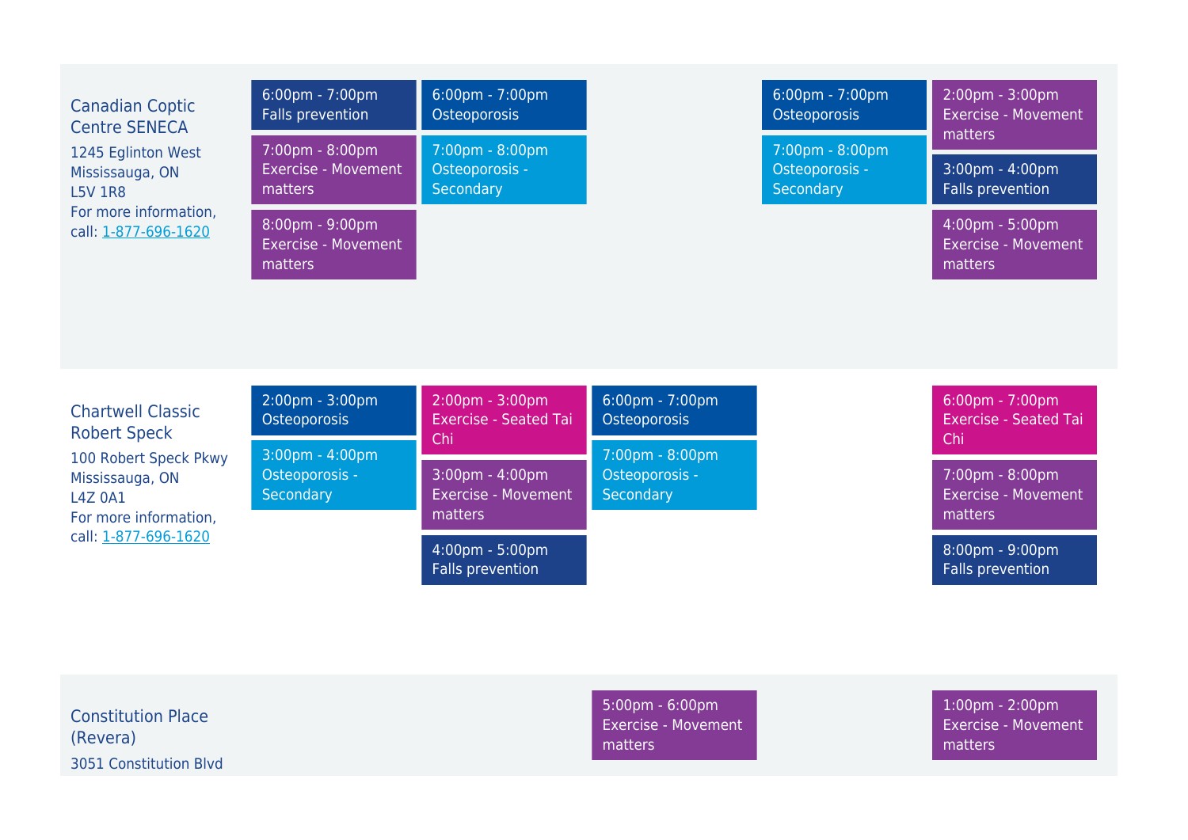| | | | | | |
|---|---|---|---|---|---|
| Canadian Coptic Centre SENECA<br>1245 Eglinton West<br>Mississauga, ON<br>L5V 1R8<br>For more information, call: 1-877-696-1620 | 6:00pm - 7:00pm Falls prevention<br>7:00pm - 8:00pm Exercise - Movement matters<br>8:00pm - 9:00pm Exercise - Movement matters | 6:00pm - 7:00pm Osteoporosis<br>7:00pm - 8:00pm Osteoporosis - Secondary | | 6:00pm - 7:00pm Osteoporosis<br>7:00pm - 8:00pm Osteoporosis - Secondary | 2:00pm - 3:00pm Exercise - Movement matters<br>3:00pm - 4:00pm Falls prevention<br>4:00pm - 5:00pm Exercise - Movement matters |
| Chartwell Classic Robert Speck<br>100 Robert Speck Pkwy<br>Mississauga, ON<br>L4Z 0A1<br>For more information, call: 1-877-696-1620 | 2:00pm - 3:00pm Osteoporosis<br>3:00pm - 4:00pm Osteoporosis - Secondary | 2:00pm - 3:00pm Exercise - Seated Tai Chi<br>3:00pm - 4:00pm Exercise - Movement matters<br>4:00pm - 5:00pm Falls prevention | 6:00pm - 7:00pm Osteoporosis<br>7:00pm - 8:00pm Osteoporosis - Secondary | | 6:00pm - 7:00pm Exercise - Seated Tai Chi<br>7:00pm - 8:00pm Exercise - Movement matters<br>8:00pm - 9:00pm Falls prevention |
| Constitution Place (Revera)<br>3051 Constitution Blvd | | | 5:00pm - 6:00pm Exercise - Movement matters | | 1:00pm - 2:00pm Exercise - Movement matters |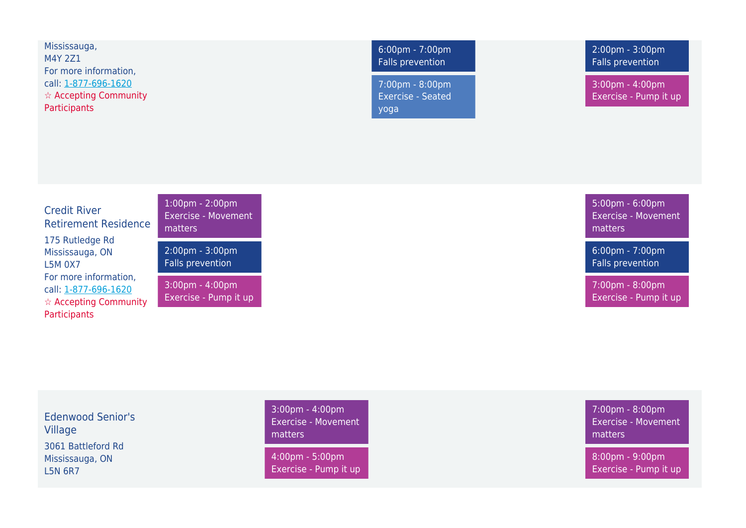| | | | | | |
|---|---|---|---|---|---|
| Mississauga, M4Y 2Z1<br>For more information, call: 1-877-696-1620<br>☆ Accepting Community Participants | | | 6:00pm - 7:00pm<br>Falls prevention<br><br>7:00pm - 8:00pm<br>Exercise - Seated yoga | | 2:00pm - 3:00pm<br>Falls prevention<br><br>3:00pm - 4:00pm<br>Exercise - Pump it up |
| **Credit River Retirement Residence**<br>175 Rutledge Rd<br>Mississauga, ON<br>L5M 0X7<br>For more information, call: 1-877-696-1620<br>☆ Accepting Community Participants | 1:00pm - 2:00pm<br>Exercise - Movement matters<br><br>2:00pm - 3:00pm<br>Falls prevention<br><br>3:00pm - 4:00pm<br>Exercise - Pump it up | | | | 5:00pm - 6:00pm<br>Exercise - Movement matters<br><br>6:00pm - 7:00pm<br>Falls prevention<br><br>7:00pm - 8:00pm<br>Exercise - Pump it up |
| **Edenwood Senior's Village**<br>3061 Battleford Rd<br>Mississauga, ON<br>L5N 6R7 | | 3:00pm - 4:00pm<br>Exercise - Movement matters<br><br>4:00pm - 5:00pm<br>Exercise - Pump it up | | | 7:00pm - 8:00pm<br>Exercise - Movement matters<br><br>8:00pm - 9:00pm<br>Exercise - Pump it up |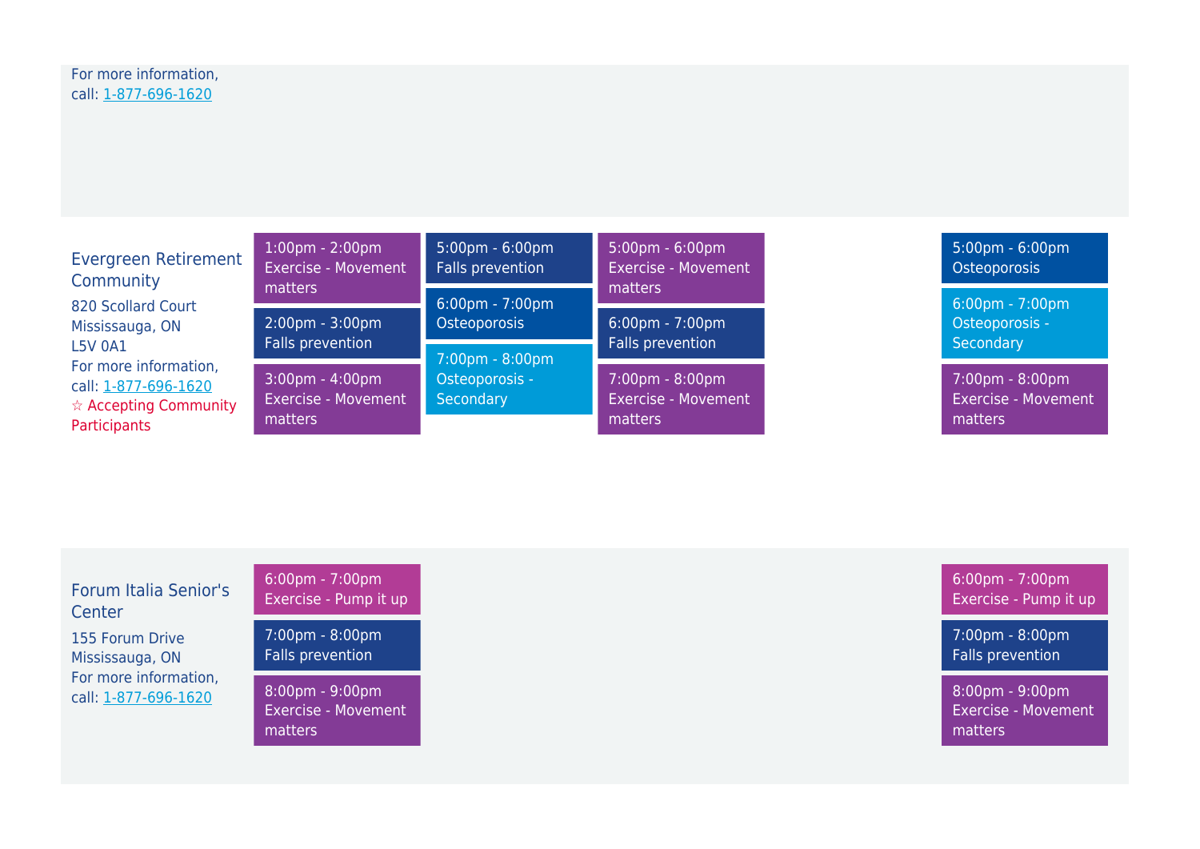| | | | | | |
|---|---|---|---|---|---|
| For more information, call: 1-877-696-1620 | | | | | |
| Evergreen Retirement Community<br>820 Scollard Court<br>Mississauga, ON<br>L5V 0A1<br>For more information, call: 1-877-696-1620<br>☆ Accepting Community Participants | 1:00pm - 2:00pm Exercise - Movement matters<br>2:00pm - 3:00pm Falls prevention<br>3:00pm - 4:00pm Exercise - Movement matters | 5:00pm - 6:00pm Falls prevention<br>6:00pm - 7:00pm Osteoporosis<br>7:00pm - 8:00pm Osteoporosis - Secondary | 5:00pm - 6:00pm Exercise - Movement matters<br>6:00pm - 7:00pm Falls prevention<br>7:00pm - 8:00pm Exercise - Movement matters | | 5:00pm - 6:00pm Osteoporosis<br>6:00pm - 7:00pm Osteoporosis - Secondary<br>7:00pm - 8:00pm Exercise - Movement matters |
| Forum Italia Senior's Center<br>155 Forum Drive<br>Mississauga, ON<br>For more information, call: 1-877-696-1620 | 6:00pm - 7:00pm Exercise - Pump it up<br>7:00pm - 8:00pm Falls prevention<br>8:00pm - 9:00pm Exercise - Movement matters | | | | 6:00pm - 7:00pm Exercise - Pump it up<br>7:00pm - 8:00pm Falls prevention<br>8:00pm - 9:00pm Exercise - Movement matters |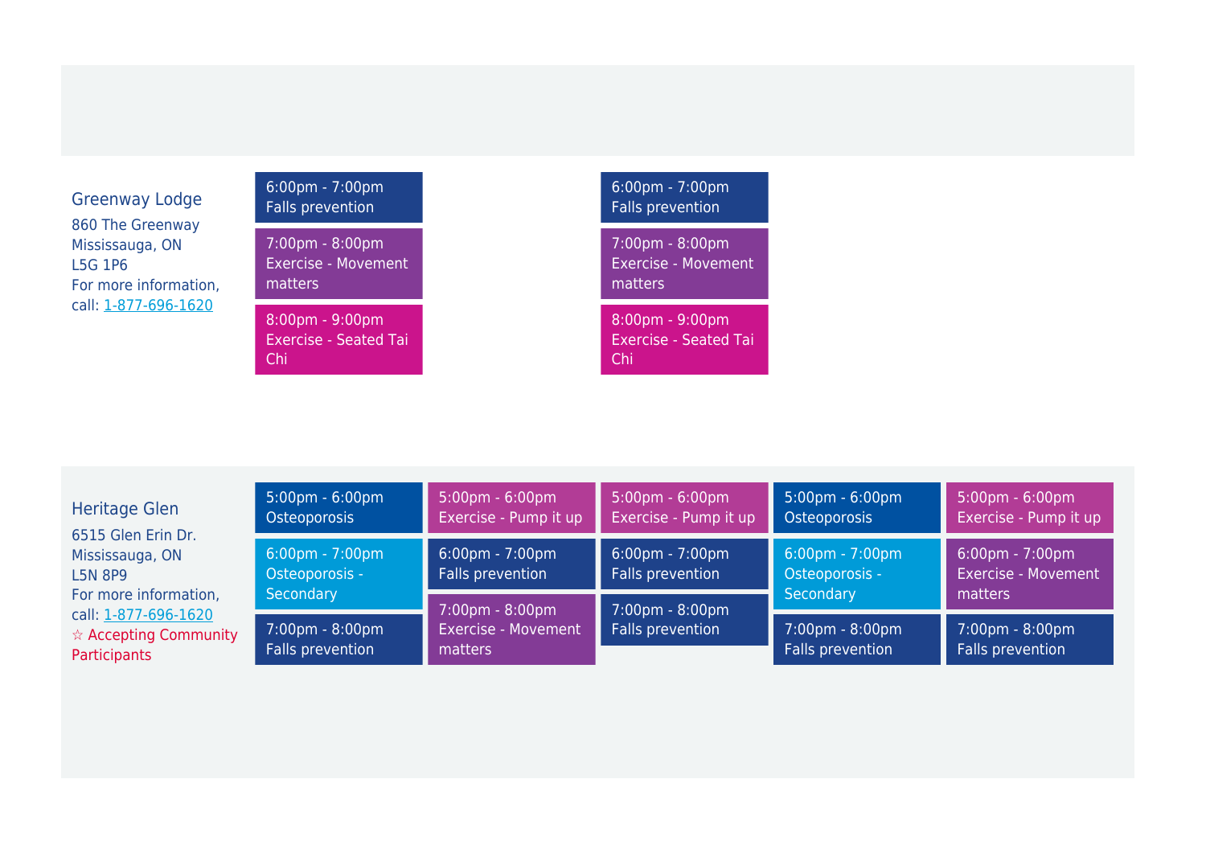| Location | | | | | |
|---|---|---|---|---|---|
| **Greenway Lodge**<br>860 The Greenway<br>Mississauga, ON<br>L5G 1P6<br>For more information, call: 1-877-696-1620 | 6:00pm - 7:00pm Falls prevention<br>7:00pm - 8:00pm Exercise - Movement matters<br>8:00pm - 9:00pm Exercise - Seated Tai Chi | | 6:00pm - 7:00pm Falls prevention<br>7:00pm - 8:00pm Exercise - Movement matters<br>8:00pm - 9:00pm Exercise - Seated Tai Chi | | |
| **Heritage Glen**<br>6515 Glen Erin Dr.<br>Mississauga, ON<br>L5N 8P9<br>For more information, call: 1-877-696-1620<br>☆ Accepting Community Participants | 5:00pm - 6:00pm Osteoporosis<br>6:00pm - 7:00pm Osteoporosis - Secondary<br>7:00pm - 8:00pm Falls prevention | 5:00pm - 6:00pm Exercise - Pump it up<br>6:00pm - 7:00pm Falls prevention<br>7:00pm - 8:00pm Exercise - Movement matters | 5:00pm - 6:00pm Exercise - Pump it up<br>6:00pm - 7:00pm Falls prevention<br>7:00pm - 8:00pm Falls prevention | 5:00pm - 6:00pm Osteoporosis<br>6:00pm - 7:00pm Osteoporosis - Secondary<br>7:00pm - 8:00pm Falls prevention | 5:00pm - 6:00pm Exercise - Pump it up<br>6:00pm - 7:00pm Exercise - Movement matters<br>7:00pm - 8:00pm Falls prevention |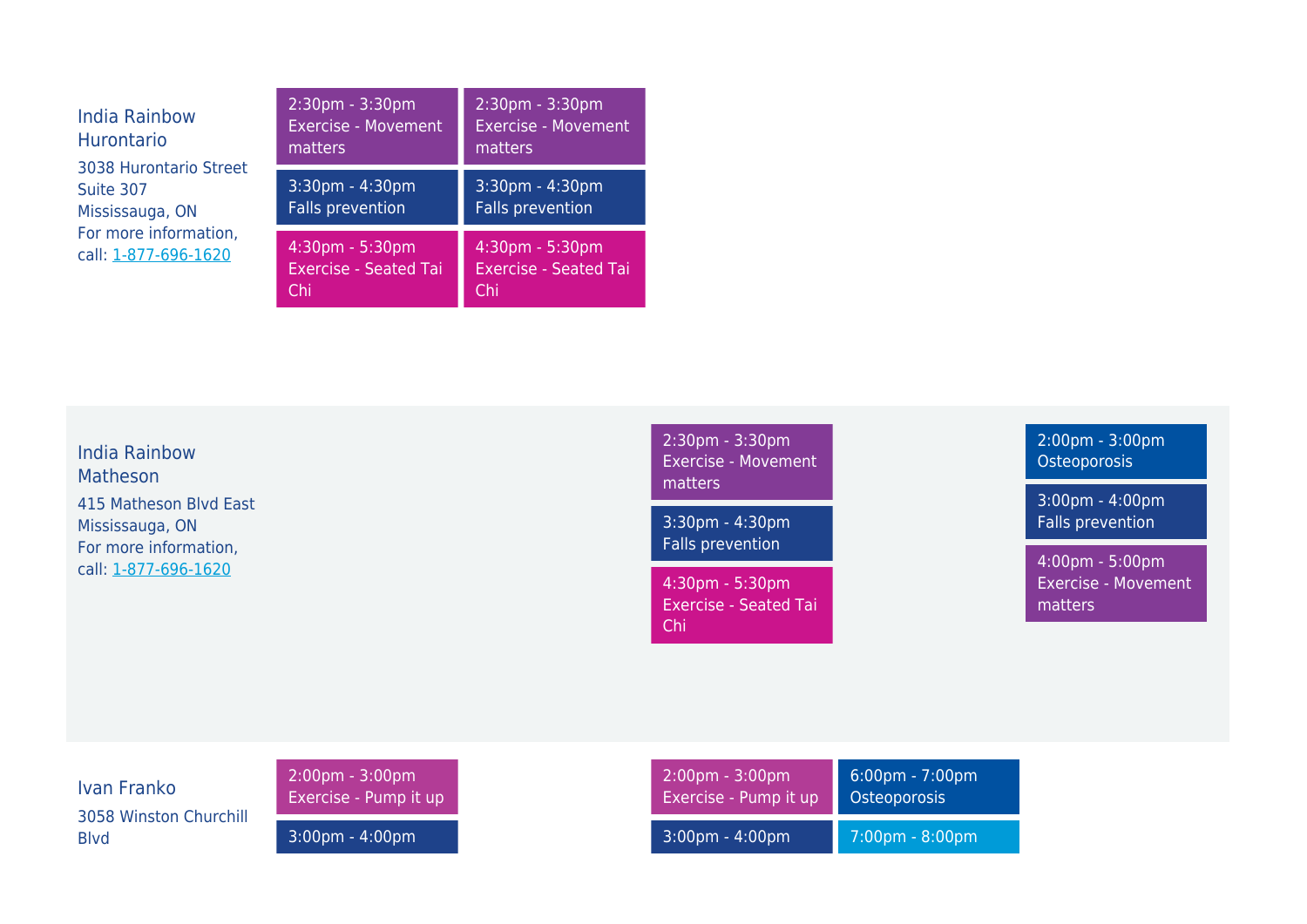| Location | Column 1 | Column 2 | Column 3 | Column 4 | Column 5 |
| --- | --- | --- | --- | --- | --- |
| **India Rainbow Hurontario**<br>3038 Hurontario Street<br>Suite 307<br>Mississauga, ON<br>For more information, call: 1-877-696-1620 | 2:30pm - 3:30pm Exercise - Movement matters<br>3:30pm - 4:30pm Falls prevention<br>4:30pm - 5:30pm Exercise - Seated Tai Chi | 2:30pm - 3:30pm Exercise - Movement matters<br>3:30pm - 4:30pm Falls prevention<br>4:30pm - 5:30pm Exercise - Seated Tai Chi | | | |
| **India Rainbow Matheson**<br>415 Matheson Blvd East<br>Mississauga, ON<br>For more information, call: 1-877-696-1620 | | | 2:30pm - 3:30pm Exercise - Movement matters<br>3:30pm - 4:30pm Falls prevention<br>4:30pm - 5:30pm Exercise - Seated Tai Chi | | 2:00pm - 3:00pm Osteoporosis<br>3:00pm - 4:00pm Falls prevention<br>4:00pm - 5:00pm Exercise - Movement matters |
| **Ivan Franko**<br>3058 Winston Churchill Blvd | 2:00pm - 3:00pm Exercise - Pump it up<br>3:00pm - 4:00pm | | 2:00pm - 3:00pm Exercise - Pump it up<br>3:00pm - 4:00pm | 6:00pm - 7:00pm Osteoporosis<br>7:00pm - 8:00pm | |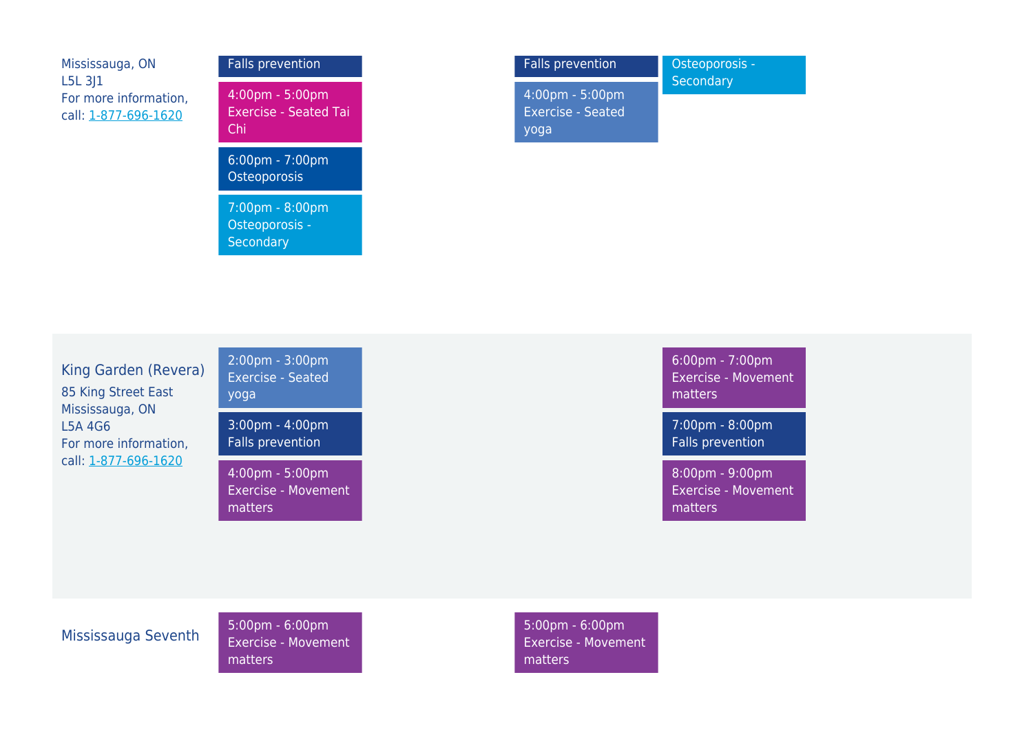| Location | | | | | |
|---|---|---|---|---|---|
| Mississauga, ON<br>L5L 3J1<br>For more information, call: [1-877-696-1620](tel:1-877-696-1620) | Falls prevention<br><br>4:00pm - 5:00pm Exercise - Seated Tai Chi<br><br>6:00pm - 7:00pm Osteoporosis<br><br>7:00pm - 8:00pm Osteoporosis - Secondary | | Falls prevention<br><br>4:00pm - 5:00pm Exercise - Seated yoga | Osteoporosis - Secondary | |
| King Garden (Revera)<br>85 King Street East<br>Mississauga, ON<br>L5A 4G6<br>For more information, call: [1-877-696-1620](tel:1-877-696-1620) | 2:00pm - 3:00pm Exercise - Seated yoga<br><br>3:00pm - 4:00pm Falls prevention<br><br>4:00pm - 5:00pm Exercise - Movement matters | | | 6:00pm - 7:00pm Exercise - Movement matters<br><br>7:00pm - 8:00pm Falls prevention<br><br>8:00pm - 9:00pm Exercise - Movement matters | |
| Mississauga Seventh | 5:00pm - 6:00pm Exercise - Movement matters | | 5:00pm - 6:00pm Exercise - Movement matters | | |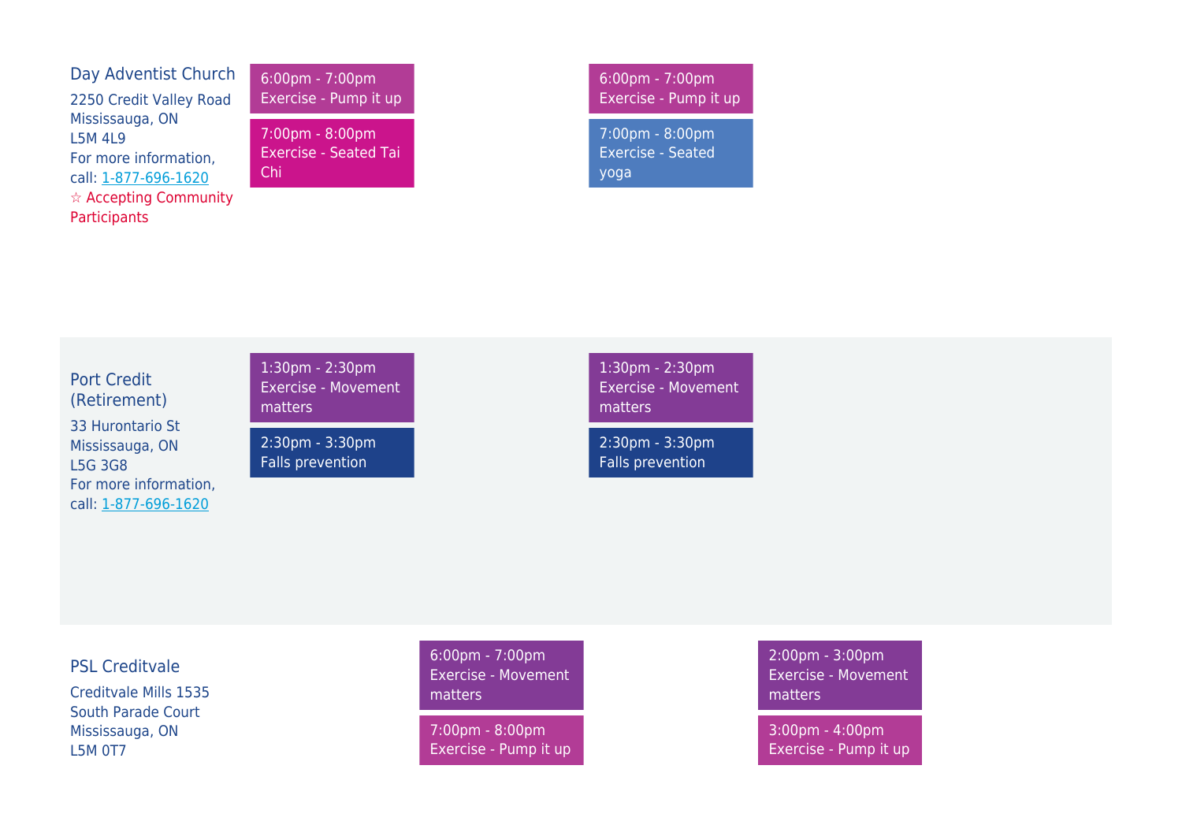| Location | | | | |
|---|---|---|---|---|
| **Day Adventist Church**<br>2250 Credit Valley Road<br>Mississauga, ON<br>L5M 4L9<br>For more information, call: 1-877-696-1620<br>☆ Accepting Community Participants | 6:00pm - 7:00pm<br>Exercise - Pump it up<br><br>7:00pm - 8:00pm<br>Exercise - Seated Tai Chi | | 6:00pm - 7:00pm<br>Exercise - Pump it up<br><br>7:00pm - 8:00pm<br>Exercise - Seated yoga | |
| **Port Credit (Retirement)**<br>33 Hurontario St<br>Mississauga, ON<br>L5G 3G8<br>For more information, call: 1-877-696-1620 | 1:30pm - 2:30pm<br>Exercise - Movement matters<br><br>2:30pm - 3:30pm<br>Falls prevention | | 1:30pm - 2:30pm<br>Exercise - Movement matters<br><br>2:30pm - 3:30pm<br>Falls prevention | |
| **PSL Creditvale**<br>Creditvale Mills 1535 South Parade Court<br>Mississauga, ON<br>L5M 0T7 | | 6:00pm - 7:00pm<br>Exercise - Movement matters<br><br>7:00pm - 8:00pm<br>Exercise - Pump it up | | 2:00pm - 3:00pm<br>Exercise - Movement matters<br><br>3:00pm - 4:00pm<br>Exercise - Pump it up |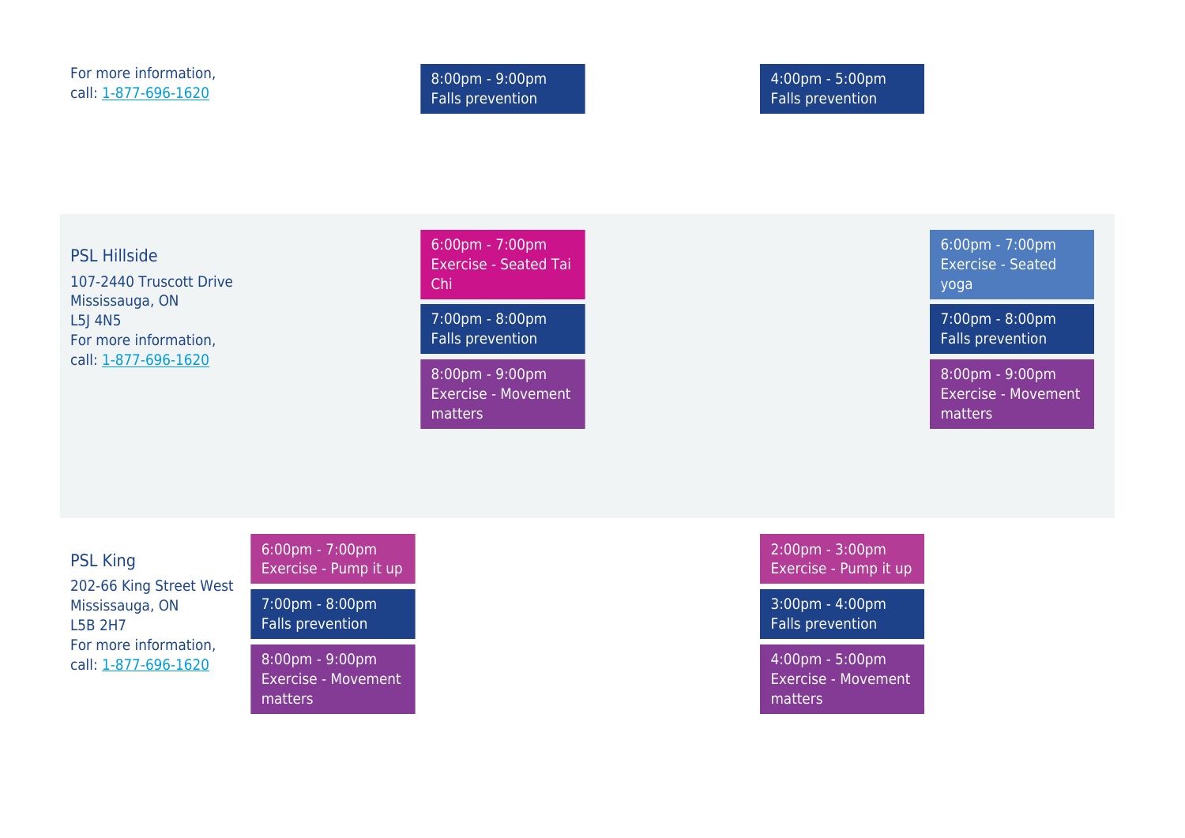| | | | | | |
|---|---|---|---|---|---|
| For more information, call: 1-877-696-1620 | | 8:00pm - 9:00pm Falls prevention | | 4:00pm - 5:00pm Falls prevention | |
| **PSL Hillside**<br>107-2440 Truscott Drive<br>Mississauga, ON<br>L5J 4N5<br>For more information, call: 1-877-696-1620 | | 6:00pm - 7:00pm Exercise - Seated Tai Chi<br>7:00pm - 8:00pm Falls prevention<br>8:00pm - 9:00pm Exercise - Movement matters | | | 6:00pm - 7:00pm Exercise - Seated yoga<br>7:00pm - 8:00pm Falls prevention<br>8:00pm - 9:00pm Exercise - Movement matters |
| **PSL King**<br>202-66 King Street West<br>Mississauga, ON<br>L5B 2H7<br>For more information, call: 1-877-696-1620 | 6:00pm - 7:00pm Exercise - Pump it up<br>7:00pm - 8:00pm Falls prevention<br>8:00pm - 9:00pm Exercise - Movement matters | | | 2:00pm - 3:00pm Exercise - Pump it up<br>3:00pm - 4:00pm Falls prevention<br>4:00pm - 5:00pm Exercise - Movement matters | |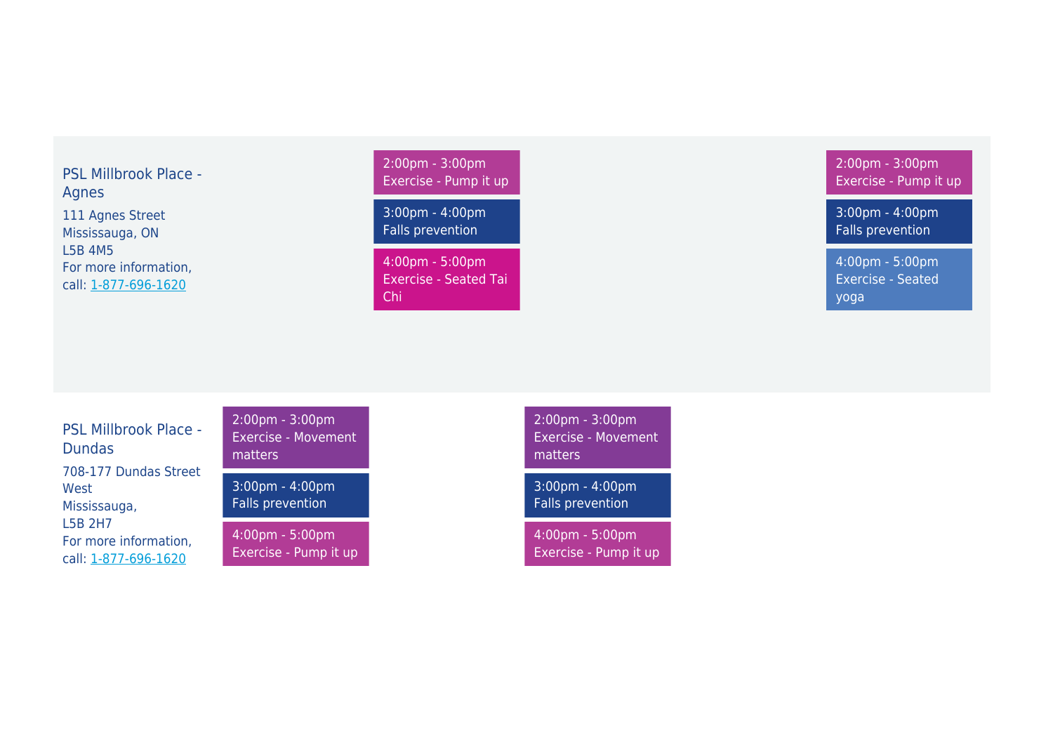| | | | | | |
|---|---|---|---|---|---|
| **PSL Millbrook Place - Agnes**<br>111 Agnes Street<br>Mississauga, ON<br>L5B 4M5<br>For more information, call: 1-877-696-1620 | | 2:00pm - 3:00pm<br>Exercise - Pump it up<br><br>3:00pm - 4:00pm<br>Falls prevention<br><br>4:00pm - 5:00pm<br>Exercise - Seated Tai Chi | | | 2:00pm - 3:00pm<br>Exercise - Pump it up<br><br>3:00pm - 4:00pm<br>Falls prevention<br><br>4:00pm - 5:00pm<br>Exercise - Seated yoga |
| **PSL Millbrook Place - Dundas**<br>708-177 Dundas Street West<br>Mississauga,<br>L5B 2H7<br>For more information, call: 1-877-696-1620 | 2:00pm - 3:00pm<br>Exercise - Movement matters<br><br>3:00pm - 4:00pm<br>Falls prevention<br><br>4:00pm - 5:00pm<br>Exercise - Pump it up | | 2:00pm - 3:00pm<br>Exercise - Movement matters<br><br>3:00pm - 4:00pm<br>Falls prevention<br><br>4:00pm - 5:00pm<br>Exercise - Pump it up | | |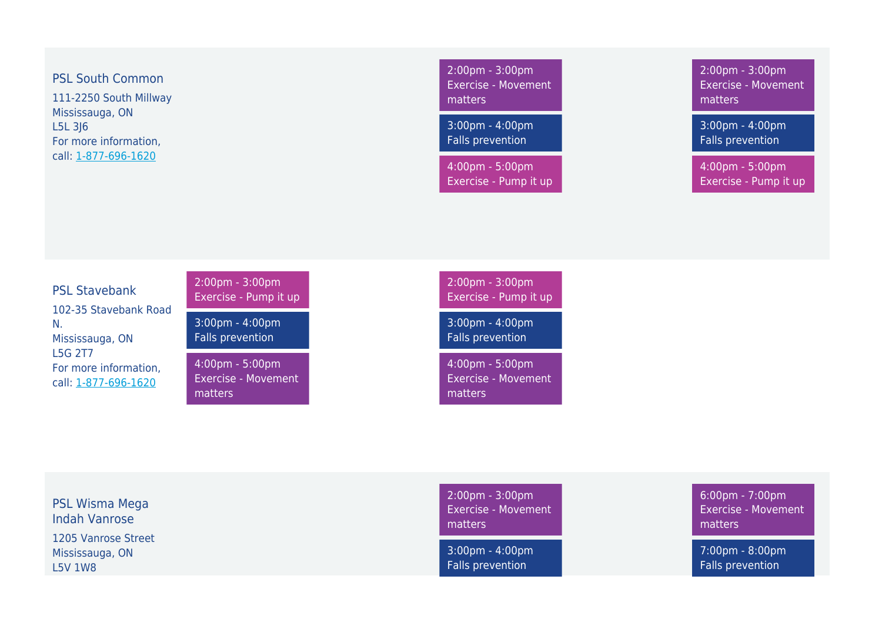| Location | | | | | |
|---|---|---|---|---|---|
| **PSL South Common**<br>111-2250 South Millway<br>Mississauga, ON<br>L5L 3J6<br>For more information, call: 1-877-696-1620 | | | 2:00pm - 3:00pm<br>Exercise - Movement matters<br><br>3:00pm - 4:00pm<br>Falls prevention<br><br>4:00pm - 5:00pm<br>Exercise - Pump it up | | 2:00pm - 3:00pm<br>Exercise - Movement matters<br><br>3:00pm - 4:00pm<br>Falls prevention<br><br>4:00pm - 5:00pm<br>Exercise - Pump it up |
| **PSL Stavebank**<br>102-35 Stavebank Road N.<br>Mississauga, ON<br>L5G 2T7<br>For more information, call: 1-877-696-1620 | 2:00pm - 3:00pm<br>Exercise - Pump it up<br><br>3:00pm - 4:00pm<br>Falls prevention<br><br>4:00pm - 5:00pm<br>Exercise - Movement matters | | 2:00pm - 3:00pm<br>Exercise - Pump it up<br><br>3:00pm - 4:00pm<br>Falls prevention<br><br>4:00pm - 5:00pm<br>Exercise - Movement matters | | |
| **PSL Wisma Mega Indah Vanrose**<br>1205 Vanrose Street<br>Mississauga, ON<br>L5V 1W8 | | | 2:00pm - 3:00pm<br>Exercise - Movement matters<br><br>3:00pm - 4:00pm<br>Falls prevention | | 6:00pm - 7:00pm<br>Exercise - Movement matters<br><br>7:00pm - 8:00pm<br>Falls prevention |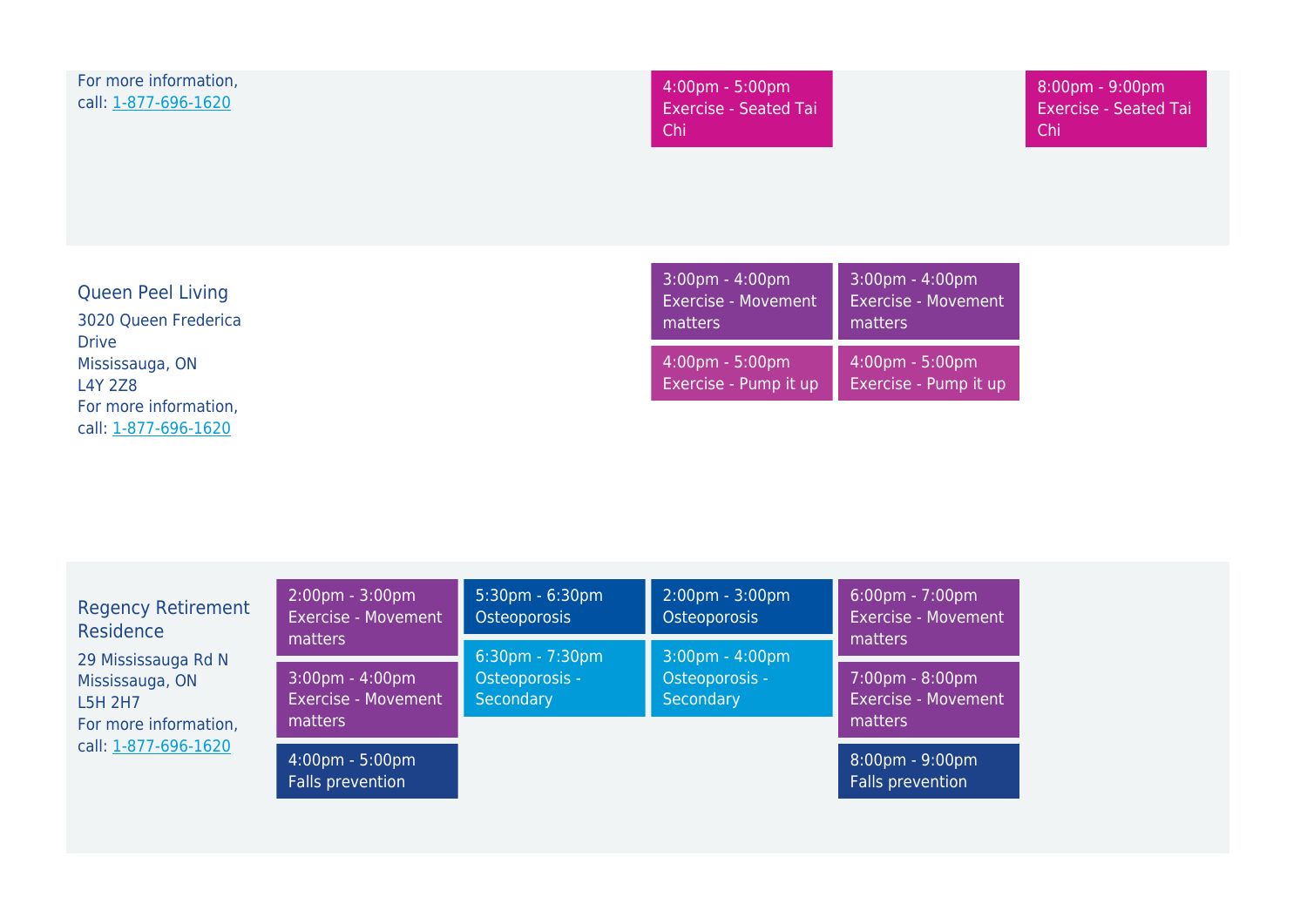| | | | | | |
|---|---|---|---|---|---|
| For more information, call: 1-877-696-1620 | | | 4:00pm - 5:00pm Exercise - Seated Tai Chi | | 8:00pm - 9:00pm Exercise - Seated Tai Chi |
| Queen Peel Living<br>3020 Queen Frederica Drive<br>Mississauga, ON<br>L4Y 2Z8<br>For more information, call: 1-877-696-1620 | | | 3:00pm - 4:00pm Exercise - Movement matters<br>4:00pm - 5:00pm Exercise - Pump it up | 3:00pm - 4:00pm Exercise - Movement matters<br>4:00pm - 5:00pm Exercise - Pump it up | |
| Regency Retirement Residence<br>29 Mississauga Rd N<br>Mississauga, ON<br>L5H 2H7<br>For more information, call: 1-877-696-1620 | 2:00pm - 3:00pm Exercise - Movement matters<br>3:00pm - 4:00pm Exercise - Movement matters<br>4:00pm - 5:00pm Falls prevention | 5:30pm - 6:30pm Osteoporosis<br>6:30pm - 7:30pm Osteoporosis - Secondary | 2:00pm - 3:00pm Osteoporosis<br>3:00pm - 4:00pm Osteoporosis - Secondary | 6:00pm - 7:00pm Exercise - Movement matters<br>7:00pm - 8:00pm Exercise - Movement matters<br>8:00pm - 9:00pm Falls prevention | |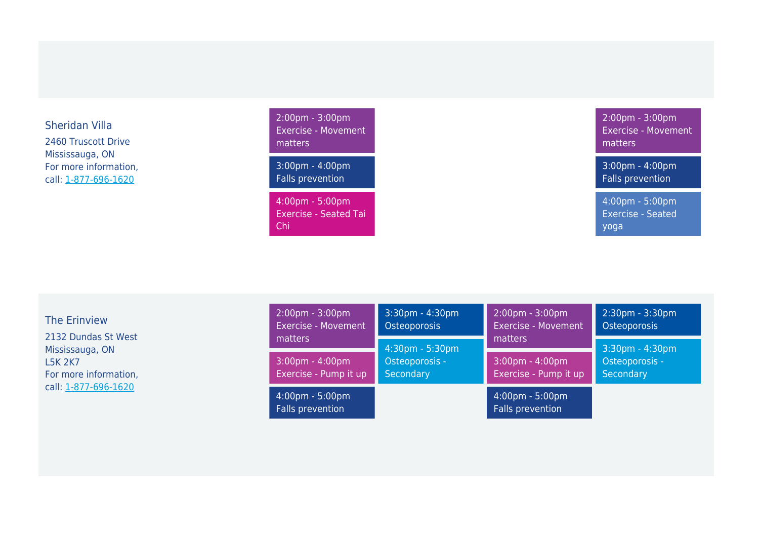| Location | | | | |
|---|---|---|---|---|
| **Sheridan Villa**<br>2460 Truscott Drive<br>Mississauga, ON<br>For more information, call: 1-877-696-1620 | 2:00pm - 3:00pm Exercise - Movement matters<br>3:00pm - 4:00pm Falls prevention<br>4:00pm - 5:00pm Exercise - Seated Tai Chi | | | 2:00pm - 3:00pm Exercise - Movement matters<br>3:00pm - 4:00pm Falls prevention<br>4:00pm - 5:00pm Exercise - Seated yoga |
| **The Erinview**<br>2132 Dundas St West<br>Mississauga, ON<br>L5K 2K7<br>For more information, call: 1-877-696-1620 | 2:00pm - 3:00pm Exercise - Movement matters<br>3:00pm - 4:00pm Exercise - Pump it up<br>4:00pm - 5:00pm Falls prevention | 3:30pm - 4:30pm Osteoporosis<br>4:30pm - 5:30pm Osteoporosis - Secondary | 2:00pm - 3:00pm Exercise - Movement matters<br>3:00pm - 4:00pm Exercise - Pump it up<br>4:00pm - 5:00pm Falls prevention | 2:30pm - 3:30pm Osteoporosis<br>3:30pm - 4:30pm Osteoporosis - Secondary |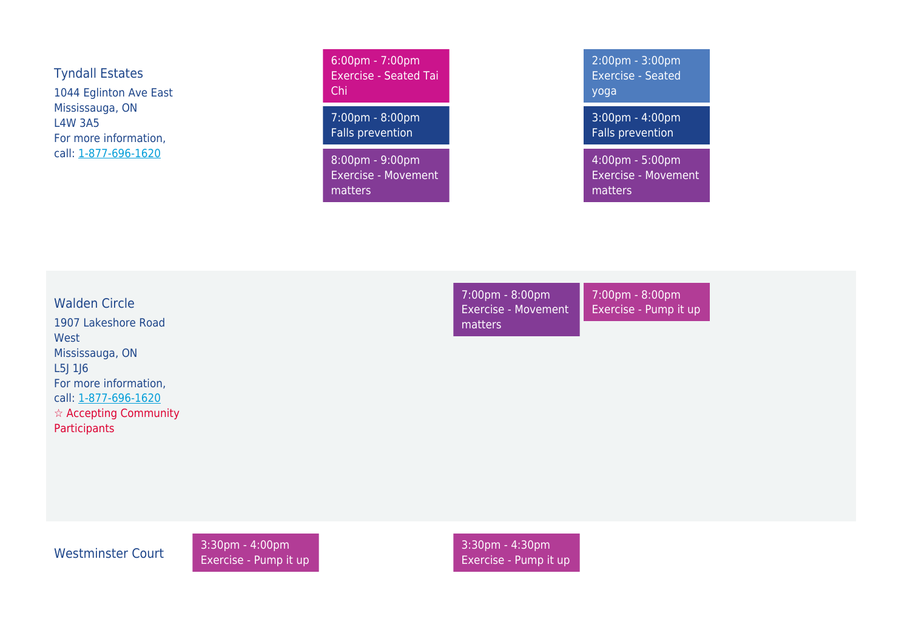| | | | | | |
|---|---|---|---|---|---|
| Tyndall Estates<br>1044 Eglinton Ave East<br>Mississauga, ON<br>L4W 3A5<br>For more information, call: 1-877-696-1620 | | 6:00pm - 7:00pm<br>Exercise - Seated Tai Chi<br><br>7:00pm - 8:00pm<br>Falls prevention<br><br>8:00pm - 9:00pm<br>Exercise - Movement matters | | 2:00pm - 3:00pm<br>Exercise - Seated yoga<br><br>3:00pm - 4:00pm<br>Falls prevention<br><br>4:00pm - 5:00pm<br>Exercise - Movement matters | |
| Walden Circle<br>1907 Lakeshore Road West<br>Mississauga, ON<br>L5J 1J6<br>For more information, call: 1-877-696-1620<br>☆ Accepting Community Participants | | | 7:00pm - 8:00pm<br>Exercise - Movement matters | 7:00pm - 8:00pm<br>Exercise - Pump it up | |
| Westminster Court | 3:30pm - 4:00pm<br>Exercise - Pump it up | | 3:30pm - 4:30pm<br>Exercise - Pump it up | | |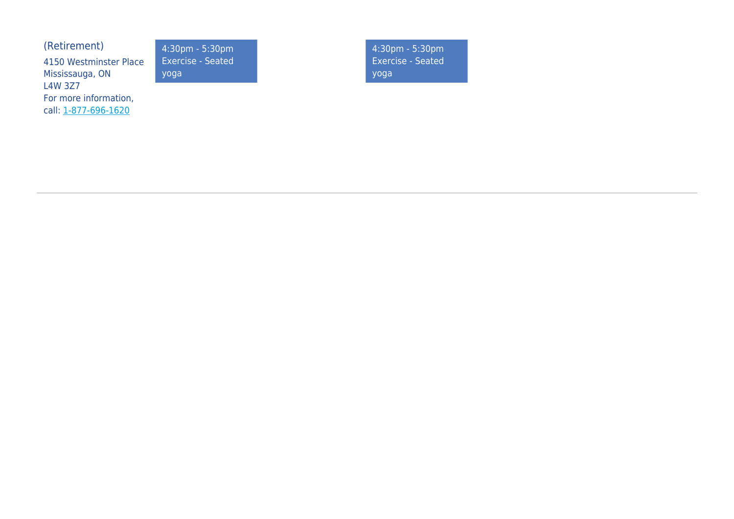| | | | | |
|---|---|---|---|---|
| (Retirement)<br>4150 Westminster Place<br>Mississauga, ON<br>L4W 3Z7<br>For more information, call: 1-877-696-1620 | 4:30pm - 5:30pm<br>Exercise - Seated yoga | | 4:30pm - 5:30pm<br>Exercise - Seated yoga | |